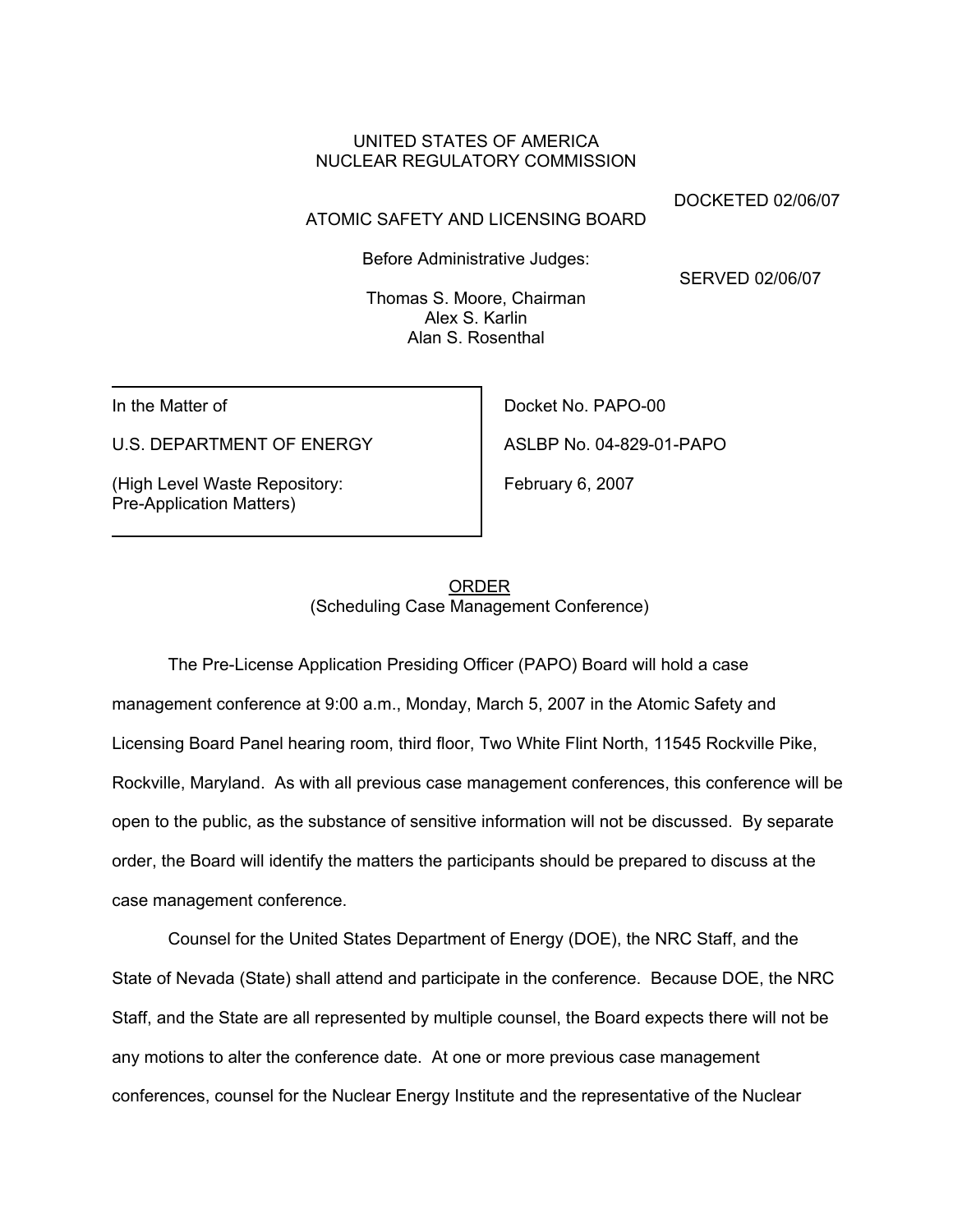UNITED STATES OF AMERICA
NUCLEAR REGULATORY COMMISSION

DOCKETED 02/06/07

ATOMIC SAFETY AND LICENSING BOARD

Before Administrative Judges:

SERVED 02/06/07

Thomas S. Moore, Chairman
Alex S. Karlin
Alan S. Rosenthal

| | |
|---|---|
| In the Matter of | Docket No. PAPO-00 |
| U.S. DEPARTMENT OF ENERGY | ASLBP No. 04-829-01-PAPO |
| (High Level Waste Repository: Pre-Application Matters) | February 6, 2007 |

ORDER
(Scheduling Case Management Conference)

The Pre-License Application Presiding Officer (PAPO) Board will hold a case management conference at 9:00 a.m., Monday, March 5, 2007 in the Atomic Safety and Licensing Board Panel hearing room, third floor, Two White Flint North, 11545 Rockville Pike, Rockville, Maryland. As with all previous case management conferences, this conference will be open to the public, as the substance of sensitive information will not be discussed. By separate order, the Board will identify the matters the participants should be prepared to discuss at the case management conference.

Counsel for the United States Department of Energy (DOE), the NRC Staff, and the State of Nevada (State) shall attend and participate in the conference. Because DOE, the NRC Staff, and the State are all represented by multiple counsel, the Board expects there will not be any motions to alter the conference date. At one or more previous case management conferences, counsel for the Nuclear Energy Institute and the representative of the Nuclear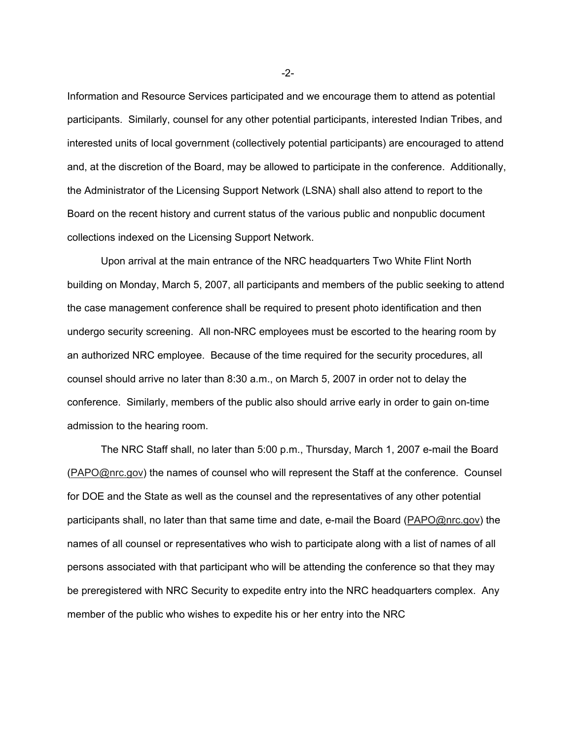Information and Resource Services participated and we encourage them to attend as potential participants. Similarly, counsel for any other potential participants, interested Indian Tribes, and interested units of local government (collectively potential participants) are encouraged to attend and, at the discretion of the Board, may be allowed to participate in the conference. Additionally, the Administrator of the Licensing Support Network (LSNA) shall also attend to report to the Board on the recent history and current status of the various public and nonpublic document collections indexed on the Licensing Support Network.

Upon arrival at the main entrance of the NRC headquarters Two White Flint North building on Monday, March 5, 2007, all participants and members of the public seeking to attend the case management conference shall be required to present photo identification and then undergo security screening. All non-NRC employees must be escorted to the hearing room by an authorized NRC employee. Because of the time required for the security procedures, all counsel should arrive no later than 8:30 a.m., on March 5, 2007 in order not to delay the conference. Similarly, members of the public also should arrive early in order to gain on-time admission to the hearing room.

The NRC Staff shall, no later than 5:00 p.m., Thursday, March 1, 2007 e-mail the Board (PAPO@nrc.gov) the names of counsel who will represent the Staff at the conference. Counsel for DOE and the State as well as the counsel and the representatives of any other potential participants shall, no later than that same time and date, e-mail the Board (PAPO@nrc.gov) the names of all counsel or representatives who wish to participate along with a list of names of all persons associated with that participant who will be attending the conference so that they may be preregistered with NRC Security to expedite entry into the NRC headquarters complex. Any member of the public who wishes to expedite his or her entry into the NRC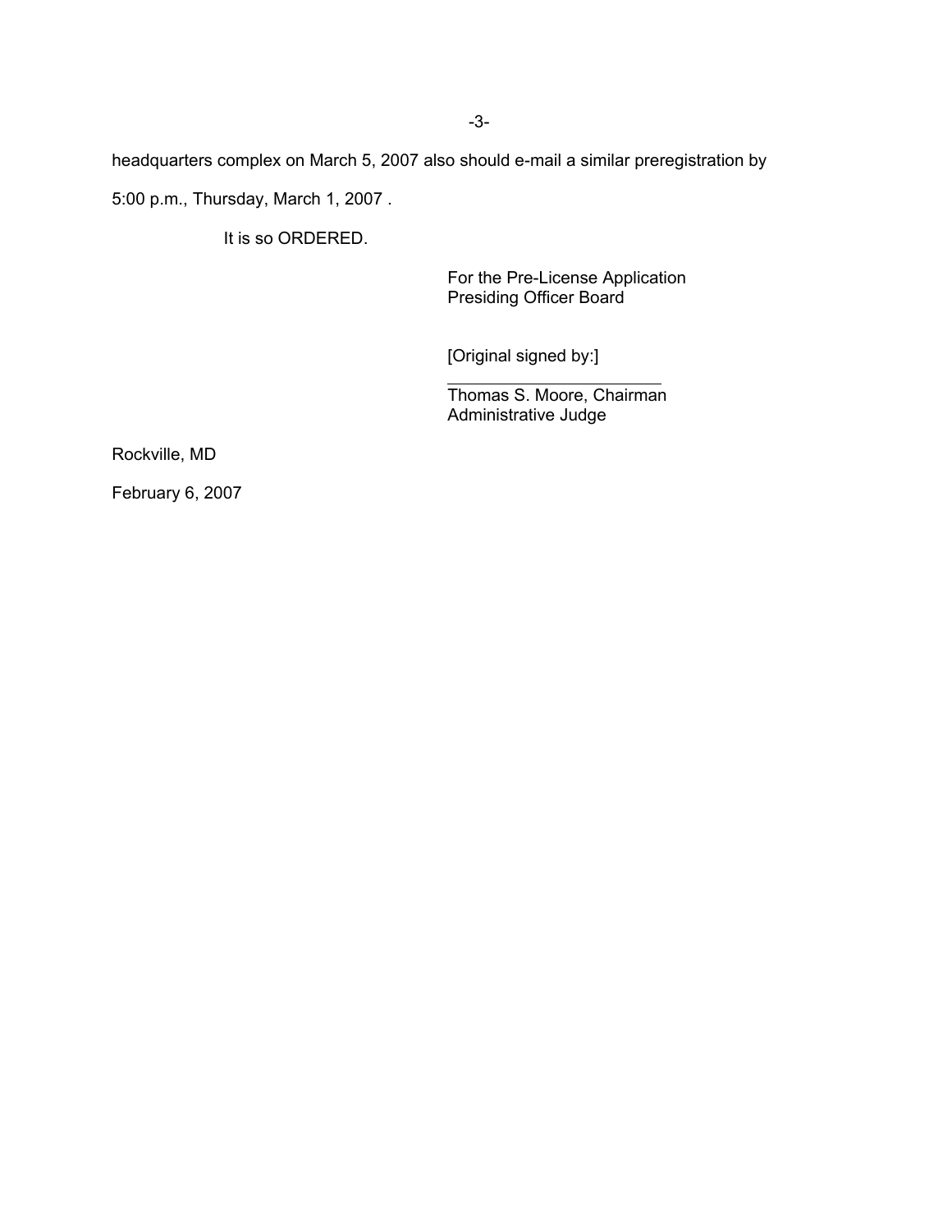headquarters complex on March 5, 2007 also should e-mail a similar preregistration by 5:00 p.m., Thursday, March 1, 2007 .

It is so ORDERED.

For the Pre-License Application
Presiding Officer Board

[Original signed by:]

______________________

Thomas S. Moore, Chairman
Administrative Judge

Rockville, MD

February 6, 2007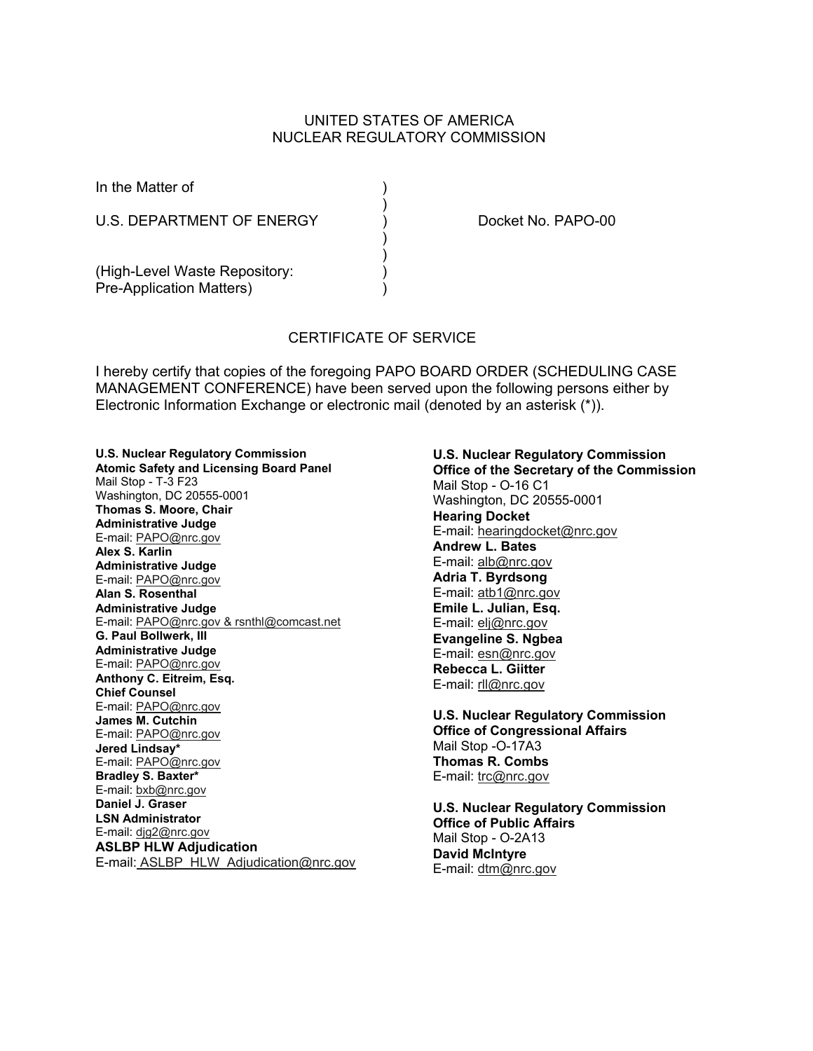UNITED STATES OF AMERICA
NUCLEAR REGULATORY COMMISSION

In the Matter of )
)
U.S. DEPARTMENT OF ENERGY ) Docket No. PAPO-00
)
)
(High-Level Waste Repository: )
Pre-Application Matters) )

CERTIFICATE OF SERVICE

I hereby certify that copies of the foregoing PAPO BOARD ORDER (SCHEDULING CASE MANAGEMENT CONFERENCE) have been served upon the following persons either by Electronic Information Exchange or electronic mail (denoted by an asterisk (*)).

**U.S. Nuclear Regulatory Commission**
**Atomic Safety and Licensing Board Panel**
Mail Stop - T-3 F23
Washington, DC 20555-0001
**Thomas S. Moore, Chair**
**Administrative Judge**
E-mail: PAPO@nrc.gov
**Alex S. Karlin**
**Administrative Judge**
E-mail: PAPO@nrc.gov
**Alan S. Rosenthal**
**Administrative Judge**
E-mail: PAPO@nrc.gov & rsnthl@comcast.net
**G. Paul Bollwerk, III**
**Administrative Judge**
E-mail: PAPO@nrc.gov
**Anthony C. Eitreim, Esq.**
**Chief Counsel**
E-mail: PAPO@nrc.gov
**James M. Cutchin**
E-mail: PAPO@nrc.gov
**Jered Lindsay***
E-mail: PAPO@nrc.gov
**Bradley S. Baxter***
E-mail: bxb@nrc.gov
**Daniel J. Graser**
**LSN Administrator**
E-mail: djg2@nrc.gov
**ASLBP HLW Adjudication**
E-mail: ASLBP_HLW_Adjudication@nrc.gov

**U.S. Nuclear Regulatory Commission**
**Office of the Secretary of the Commission**
Mail Stop - O-16 C1
Washington, DC 20555-0001
**Hearing Docket**
E-mail: hearingdocket@nrc.gov
**Andrew L. Bates**
E-mail: alb@nrc.gov
**Adria T. Byrdsong**
E-mail: atb1@nrc.gov
**Emile L. Julian, Esq.**
E-mail: elj@nrc.gov
**Evangeline S. Ngbea**
E-mail: esn@nrc.gov
**Rebecca L. Giitter**
E-mail: rll@nrc.gov

**U.S. Nuclear Regulatory Commission**
**Office of Congressional Affairs**
Mail Stop -O-17A3
**Thomas R. Combs**
E-mail: trc@nrc.gov

**U.S. Nuclear Regulatory Commission**
**Office of Public Affairs**
Mail Stop - O-2A13
**David McIntyre**
E-mail: dtm@nrc.gov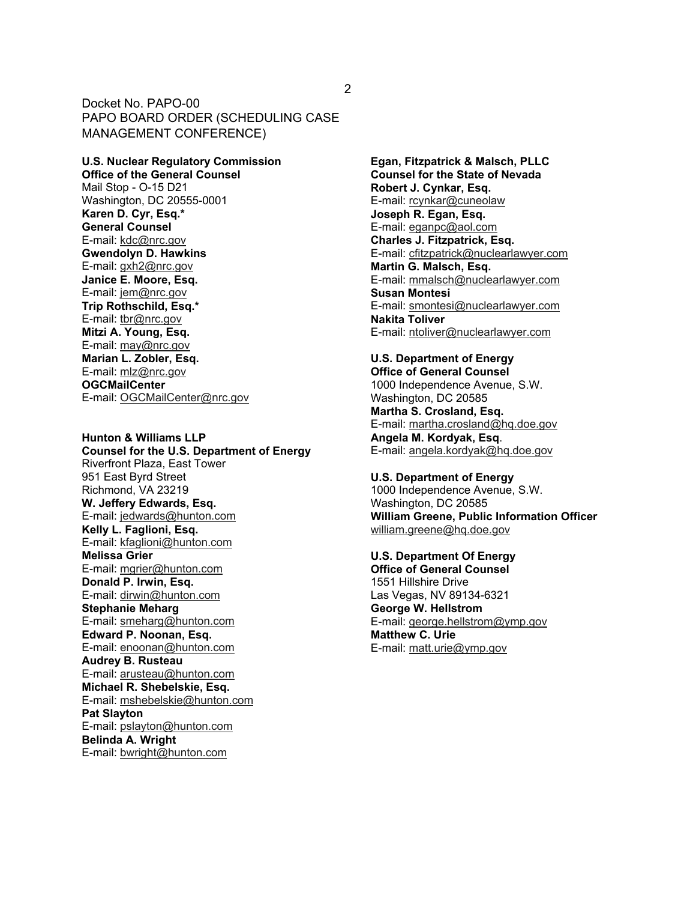Docket No. PAPO-00
PAPO BOARD ORDER (SCHEDULING CASE MANAGEMENT CONFERENCE)

**U.S. Nuclear Regulatory Commission**
**Office of the General Counsel**
Mail Stop - O-15 D21
Washington, DC 20555-0001
**Karen D. Cyr, Esq.***
**General Counsel**
E-mail: kdc@nrc.gov
**Gwendolyn D. Hawkins**
E-mail: gxh2@nrc.gov
**Janice E. Moore, Esq.**
E-mail: jem@nrc.gov
**Trip Rothschild, Esq.***
E-mail: tbr@nrc.gov
**Mitzi A. Young, Esq.**
E-mail: may@nrc.gov
**Marian L. Zobler, Esq.**
E-mail: mlz@nrc.gov
**OGCMailCenter**
E-mail: OGCMailCenter@nrc.gov

**Hunton & Williams LLP**
**Counsel for the U.S. Department of Energy**
Riverfront Plaza, East Tower
951 East Byrd Street
Richmond, VA 23219
**W. Jeffery Edwards, Esq.**
E-mail: jedwards@hunton.com
**Kelly L. Faglioni, Esq.**
E-mail: kfaglioni@hunton.com
**Melissa Grier**
E-mail: mgrier@hunton.com
**Donald P. Irwin, Esq.**
E-mail: dirwin@hunton.com
**Stephanie Meharg**
E-mail: smeharg@hunton.com
**Edward P. Noonan, Esq.**
E-mail: enoonan@hunton.com
**Audrey B. Rusteau**
E-mail: arusteau@hunton.com
**Michael R. Shebelskie, Esq.**
E-mail: mshebelskie@hunton.com
**Pat Slayton**
E-mail: pslayton@hunton.com
**Belinda A. Wright**
E-mail: bwright@hunton.com

**Egan, Fitzpatrick & Malsch, PLLC**
**Counsel for the State of Nevada**
**Robert J. Cynkar, Esq.**
E-mail: rcynkar@cuneolaw
**Joseph R. Egan, Esq.**
E-mail: eganpc@aol.com
**Charles J. Fitzpatrick, Esq.**
E-mail: cfitzpatrick@nuclearlawyer.com
**Martin G. Malsch, Esq.**
E-mail: mmalsch@nuclearlawyer.com
**Susan Montesi**
E-mail: smontesi@nuclearlawyer.com
**Nakita Toliver**
E-mail: ntoliver@nuclearlawyer.com

**U.S. Department of Energy**
**Office of General Counsel**
1000 Independence Avenue, S.W.
Washington, DC 20585
**Martha S. Crosland, Esq.**
E-mail: martha.crosland@hq.doe.gov
**Angela M. Kordyak, Esq**.
E-mail: angela.kordyak@hq.doe.gov

**U.S. Department of Energy**
1000 Independence Avenue, S.W.
Washington, DC 20585
**William Greene, Public Information Officer**
william.greene@hq.doe.gov

**U.S. Department Of Energy**
**Office of General Counsel**
1551 Hillshire Drive
Las Vegas, NV 89134-6321
**George W. Hellstrom**
E-mail: george.hellstrom@ymp.gov
**Matthew C. Urie**
E-mail: matt.urie@ymp.gov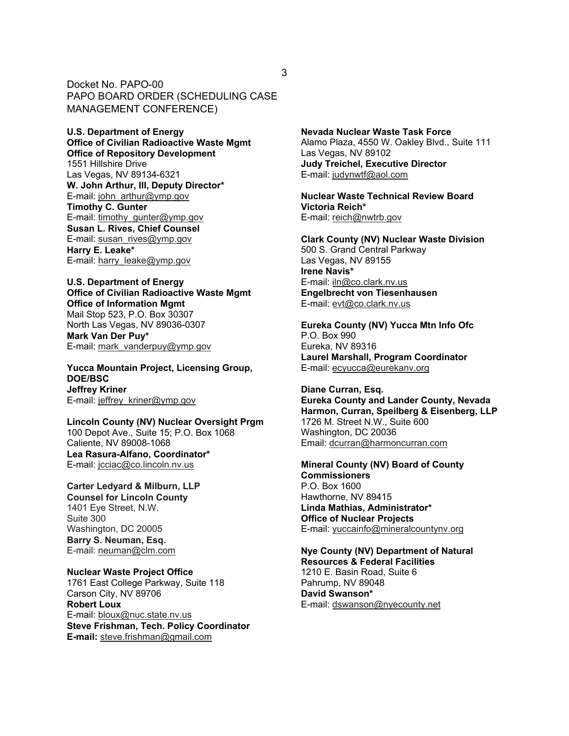Docket No. PAPO-00
PAPO BOARD ORDER (SCHEDULING CASE MANAGEMENT CONFERENCE)

**U.S. Department of Energy**
**Office of Civilian Radioactive Waste Mgmt**
**Office of Repository Development**
1551 Hillshire Drive
Las Vegas, NV 89134-6321
**W. John Arthur, III, Deputy Director***
E-mail: john_arthur@ymp.gov
**Timothy C. Gunter**
E-mail: timothy_gunter@ymp.gov
**Susan L. Rives, Chief Counsel**
E-mail: susan_rives@ymp.gov
**Harry E. Leake***
E-mail: harry_leake@ymp.gov

**U.S. Department of Energy**
**Office of Civilian Radioactive Waste Mgmt**
**Office of Information Mgmt**
Mail Stop 523, P.O. Box 30307
North Las Vegas, NV 89036-0307
**Mark Van Der Puy***
E-mail: mark_vanderpuy@ymp.gov

**Yucca Mountain Project, Licensing Group, DOE/BSC**
**Jeffrey Kriner**
E-mail: jeffrey_kriner@ymp.gov

**Lincoln County (NV) Nuclear Oversight Prgm**
100 Depot Ave., Suite 15; P.O. Box 1068
Caliente, NV 89008-1068
**Lea Rasura-Alfano, Coordinator***
E-mail: jcciac@co.lincoln.nv.us

**Carter Ledyard & Milburn, LLP**
**Counsel for Lincoln County**
1401 Eye Street, N.W.
Suite 300
Washington, DC 20005
**Barry S. Neuman, Esq.**
E-mail: neuman@clm.com

**Nuclear Waste Project Office**
1761 East College Parkway, Suite 118
Carson City, NV 89706
**Robert Loux**
E-mail: bloux@nuc.state.nv.us
**Steve Frishman, Tech. Policy Coordinator**
**E-mail:** steve.frishman@gmail.com

**Nevada Nuclear Waste Task Force**
Alamo Plaza, 4550 W. Oakley Blvd., Suite 111
Las Vegas, NV 89102
**Judy Treichel, Executive Director**
E-mail: judynwtf@aol.com

**Nuclear Waste Technical Review Board**
**Victoria Reich***
E-mail: reich@nwtrb.gov

**Clark County (NV) Nuclear Waste Division**
500 S. Grand Central Parkway
Las Vegas, NV 89155
**Irene Navis***
E-mail: iln@co.clark.nv.us
**Engelbrecht von Tiesenhausen**
E-mail: evt@co.clark.nv.us

**Eureka County (NV) Yucca Mtn Info Ofc**
P.O. Box 990
Eureka, NV 89316
**Laurel Marshall, Program Coordinator**
E-mail: ecyucca@eurekanv.org

**Diane Curran, Esq.**
**Eureka County and Lander County, Nevada**
**Harmon, Curran, Speilberg & Eisenberg, LLP**
1726 M. Street N.W., Suite 600
Washington, DC 20036
Email: dcurran@harmoncurran.com

**Mineral County (NV) Board of County Commissioners**
P.O. Box 1600
Hawthorne, NV 89415
**Linda Mathias, Administrator***
**Office of Nuclear Projects**
E-mail: yuccainfo@mineralcountynv.org

**Nye County (NV) Department of Natural Resources & Federal Facilities**
1210 E. Basin Road, Suite 6
Pahrump, NV 89048
**David Swanson***
E-mail: dswanson@nyecounty.net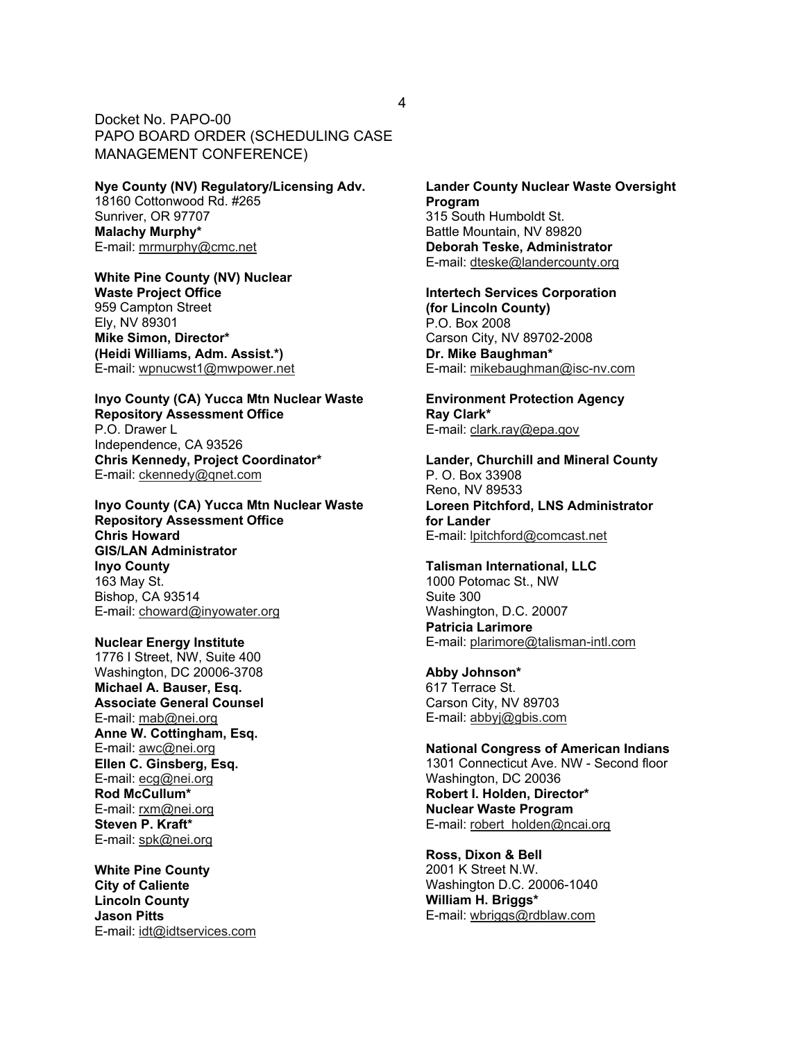Docket No. PAPO-00
PAPO BOARD ORDER (SCHEDULING CASE MANAGEMENT CONFERENCE)

**Nye County (NV) Regulatory/Licensing Adv.**
18160 Cottonwood Rd. #265
Sunriver, OR 97707
**Malachy Murphy***
E-mail: mrmurphy@cmc.net

**White Pine County (NV) Nuclear Waste Project Office**
959 Campton Street
Ely, NV 89301
**Mike Simon, Director***
**(Heidi Williams, Adm. Assist.*)**
E-mail: wpnucwst1@mwpower.net

**Inyo County (CA) Yucca Mtn Nuclear Waste Repository Assessment Office**
P.O. Drawer L
Independence, CA 93526
**Chris Kennedy, Project Coordinator***
E-mail: ckennedy@qnet.com

**Inyo County (CA) Yucca Mtn Nuclear Waste Repository Assessment Office**
**Chris Howard**
**GIS/LAN Administrator**
**Inyo County**
163 May St.
Bishop, CA 93514
E-mail: choward@inyowater.org

**Nuclear Energy Institute**
1776 I Street, NW, Suite 400
Washington, DC 20006-3708
**Michael A. Bauser, Esq.**
**Associate General Counsel**
E-mail: mab@nei.org
**Anne W. Cottingham, Esq.**
E-mail: awc@nei.org
**Ellen C. Ginsberg, Esq.**
E-mail: ecg@nei.org
**Rod McCullum***
E-mail: rxm@nei.org
**Steven P. Kraft***
E-mail: spk@nei.org

**White Pine County**
**City of Caliente**
**Lincoln County**
**Jason Pitts**
E-mail: idt@idtservices.com

**Lander County Nuclear Waste Oversight Program**
315 South Humboldt St.
Battle Mountain, NV 89820
**Deborah Teske, Administrator**
E-mail: dteske@landercounty.org

**Intertech Services Corporation (for Lincoln County)**
P.O. Box 2008
Carson City, NV 89702-2008
**Dr. Mike Baughman***
E-mail: mikebaughman@isc-nv.com

**Environment Protection Agency**
**Ray Clark***
E-mail: clark.ray@epa.gov

**Lander, Churchill and Mineral County**
P. O. Box 33908
Reno, NV 89533
**Loreen Pitchford, LNS Administrator for Lander**
E-mail: lpitchford@comcast.net

**Talisman International, LLC**
1000 Potomac St., NW
Suite 300
Washington, D.C. 20007
**Patricia Larimore**
E-mail: plarimore@talisman-intl.com

**Abby Johnson***
617 Terrace St.
Carson City, NV 89703
E-mail: abbyj@gbis.com

**National Congress of American Indians**
1301 Connecticut Ave. NW - Second floor
Washington, DC 20036
**Robert I. Holden, Director***
**Nuclear Waste Program**
E-mail: robert_holden@ncai.org

**Ross, Dixon & Bell**
2001 K Street N.W.
Washington D.C. 20006-1040
**William H. Briggs***
E-mail: wbriggs@rdblaw.com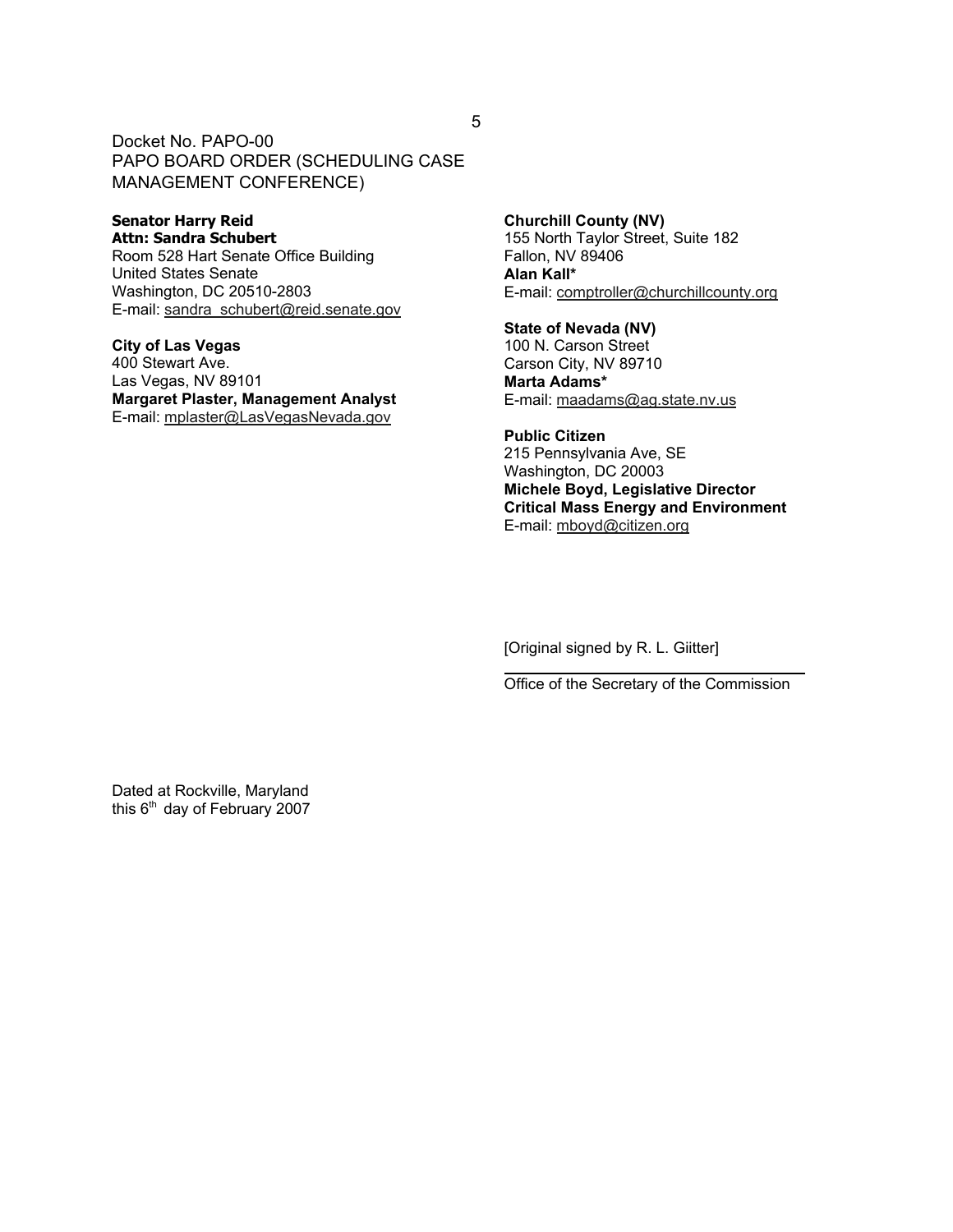Docket No. PAPO-00
PAPO BOARD ORDER (SCHEDULING CASE MANAGEMENT CONFERENCE)

**Senator Harry Reid**
**Attn: Sandra Schubert**
Room 528 Hart Senate Office Building
United States Senate
Washington, DC 20510-2803
E-mail: sandra_schubert@reid.senate.gov

**City of Las Vegas**
400 Stewart Ave.
Las Vegas, NV 89101
**Margaret Plaster, Management Analyst**
E-mail: mplaster@LasVegasNevada.gov

**Churchill County (NV)**
155 North Taylor Street, Suite 182
Fallon, NV 89406
**Alan Kall***
E-mail: comptroller@churchillcounty.org

**State of Nevada (NV)**
100 N. Carson Street
Carson City, NV 89710
**Marta Adams***
E-mail: maadams@ag.state.nv.us

**Public Citizen**
215 Pennsylvania Ave, SE
Washington, DC 20003
**Michele Boyd, Legislative Director**
**Critical Mass Energy and Environment**
E-mail: mboyd@citizen.org

[Original signed by R. L. Giitter]

Office of the Secretary of the Commission

Dated at Rockville, Maryland
this 6th day of February 2007